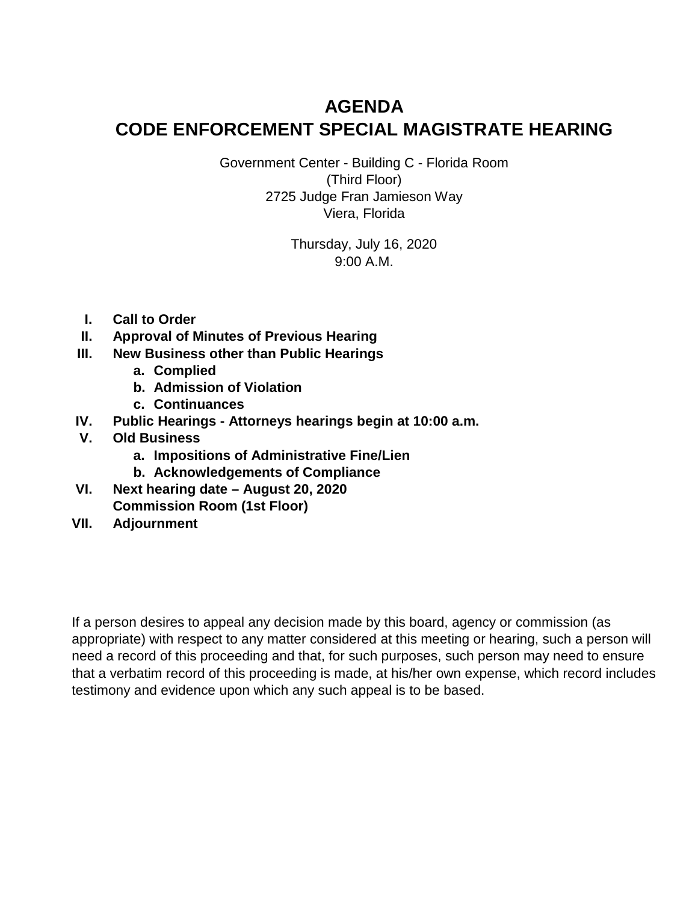# AGENDA
# CODE ENFORCEMENT SPECIAL MAGISTRATE HEARING

Government Center - Building C - Florida Room
(Third Floor)
2725 Judge Fran Jamieson Way
Viera, Florida

Thursday, July 16, 2020
9:00 A.M.

- **I. Call to Order**
- **II. Approval of Minutes of Previous Hearing**
- **III. New Business other than Public Hearings**
  - **a. Complied**
  - **b. Admission of Violation**
  - **c. Continuances**
- **IV. Public Hearings - Attorneys hearings begin at 10:00 a.m.**
- **V. Old Business**
  - **a. Impositions of Administrative Fine/Lien**
  - **b. Acknowledgements of Compliance**
- **VI. Next hearing date – August 20, 2020**
  **Commission Room (1st Floor)**
- **VII. Adjournment**

If a person desires to appeal any decision made by this board, agency or commission (as appropriate) with respect to any matter considered at this meeting or hearing, such a person will need a record of this proceeding and that, for such purposes, such person may need to ensure that a verbatim record of this proceeding is made, at his/her own expense, which record includes testimony and evidence upon which any such appeal is to be based.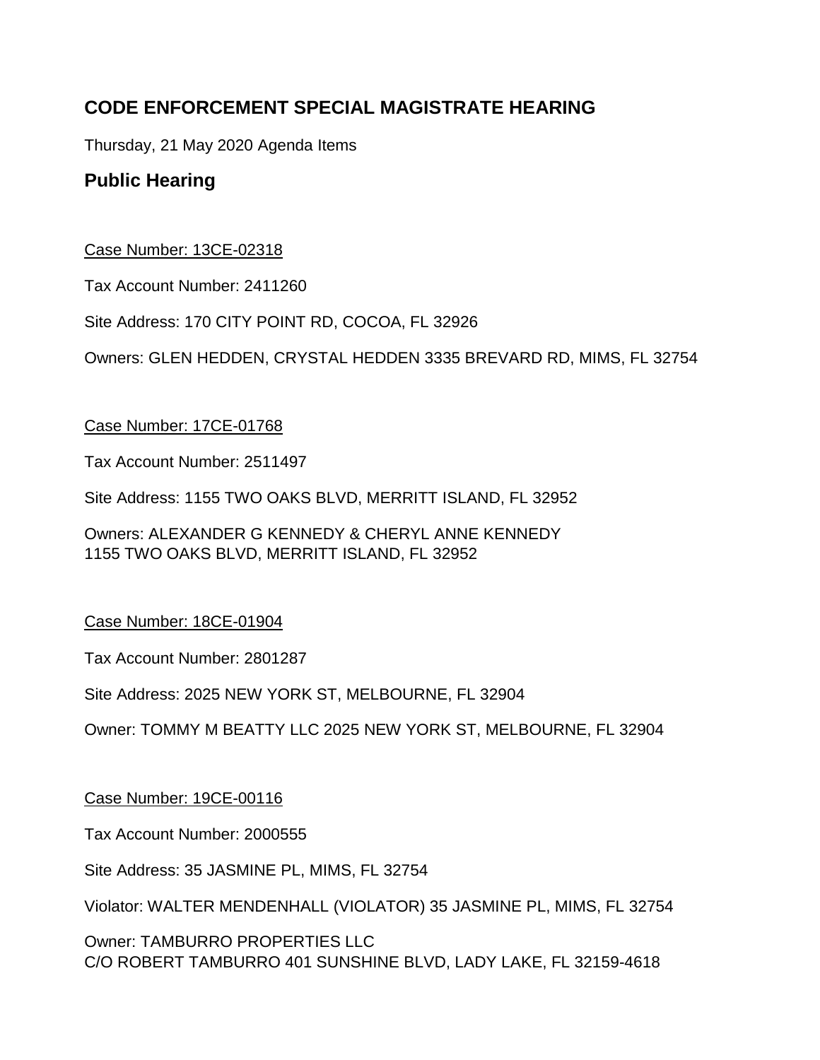## CODE ENFORCEMENT SPECIAL MAGISTRATE HEARING

Thursday, 21 May 2020 Agenda Items

### Public Hearing

Case Number: 13CE-02318

Tax Account Number: 2411260

Site Address: 170 CITY POINT RD, COCOA, FL 32926

Owners: GLEN HEDDEN, CRYSTAL HEDDEN 3335 BREVARD RD, MIMS, FL 32754

Case Number: 17CE-01768

Tax Account Number: 2511497

Site Address: 1155 TWO OAKS BLVD, MERRITT ISLAND, FL 32952

Owners: ALEXANDER G KENNEDY & CHERYL ANNE KENNEDY
1155 TWO OAKS BLVD, MERRITT ISLAND, FL 32952

Case Number: 18CE-01904

Tax Account Number: 2801287

Site Address: 2025 NEW YORK ST, MELBOURNE, FL 32904

Owner: TOMMY M BEATTY LLC 2025 NEW YORK ST, MELBOURNE, FL 32904

Case Number: 19CE-00116

Tax Account Number: 2000555

Site Address: 35 JASMINE PL, MIMS, FL 32754

Violator: WALTER MENDENHALL (VIOLATOR) 35 JASMINE PL, MIMS, FL 32754

Owner: TAMBURRO PROPERTIES LLC
C/O ROBERT TAMBURRO 401 SUNSHINE BLVD, LADY LAKE, FL 32159-4618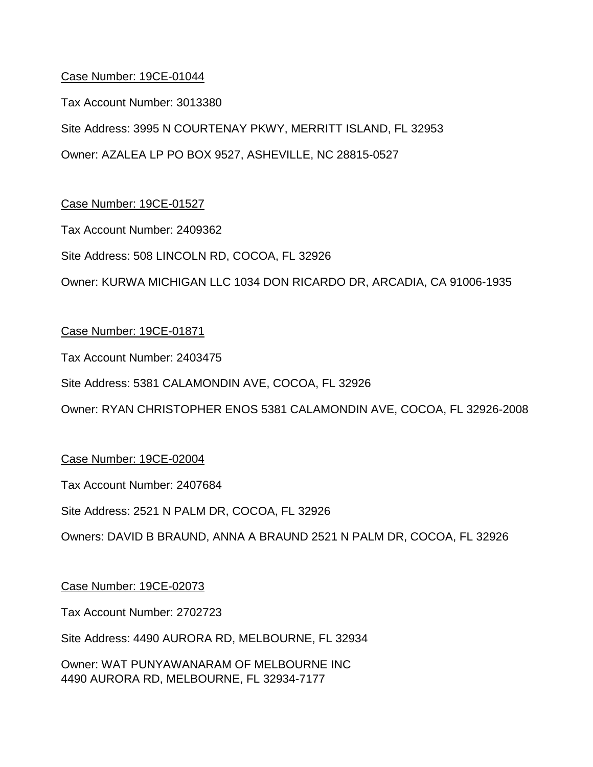<u>Case Number: 19CE-01044</u>

Tax Account Number: 3013380

Site Address: 3995 N COURTENAY PKWY, MERRITT ISLAND, FL 32953

Owner: AZALEA LP PO BOX 9527, ASHEVILLE, NC 28815-0527

<u>Case Number: 19CE-01527</u>

Tax Account Number: 2409362

Site Address: 508 LINCOLN RD, COCOA, FL 32926

Owner: KURWA MICHIGAN LLC 1034 DON RICARDO DR, ARCADIA, CA 91006-1935

<u>Case Number: 19CE-01871</u>

Tax Account Number: 2403475

Site Address: 5381 CALAMONDIN AVE, COCOA, FL 32926

Owner: RYAN CHRISTOPHER ENOS 5381 CALAMONDIN AVE, COCOA, FL 32926-2008

<u>Case Number: 19CE-02004</u>

Tax Account Number: 2407684

Site Address: 2521 N PALM DR, COCOA, FL 32926

Owners: DAVID B BRAUND, ANNA A BRAUND 2521 N PALM DR, COCOA, FL 32926

<u>Case Number: 19CE-02073</u>

Tax Account Number: 2702723

Site Address: 4490 AURORA RD, MELBOURNE, FL 32934

Owner: WAT PUNYAWANARAM OF MELBOURNE INC
4490 AURORA RD, MELBOURNE, FL 32934-7177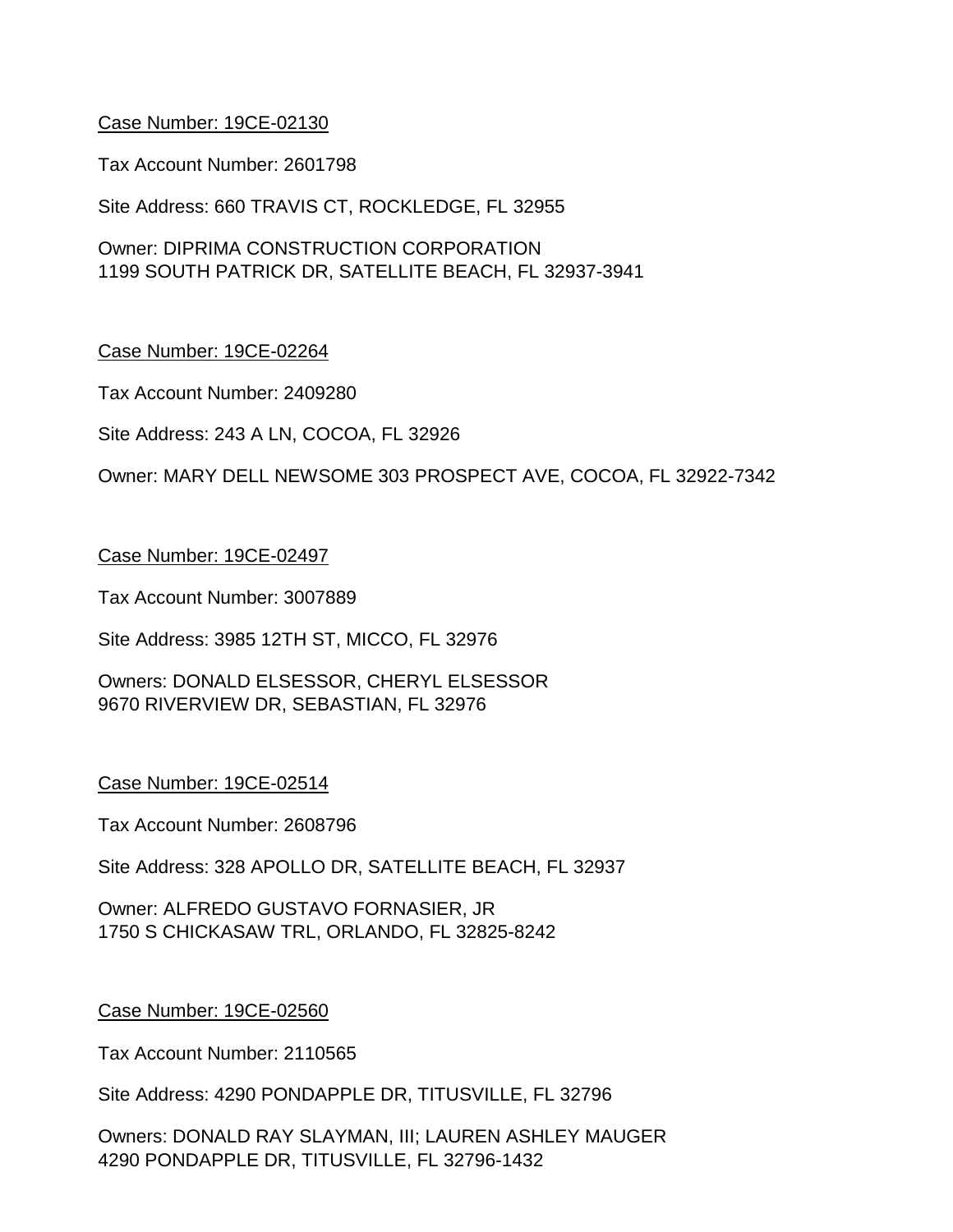Case Number: 19CE-02130

Tax Account Number: 2601798

Site Address: 660 TRAVIS CT, ROCKLEDGE, FL 32955

Owner: DIPRIMA CONSTRUCTION CORPORATION
1199 SOUTH PATRICK DR, SATELLITE BEACH, FL 32937-3941

Case Number: 19CE-02264

Tax Account Number: 2409280

Site Address: 243 A LN, COCOA, FL 32926

Owner: MARY DELL NEWSOME 303 PROSPECT AVE, COCOA, FL 32922-7342

Case Number: 19CE-02497

Tax Account Number: 3007889

Site Address: 3985 12TH ST, MICCO, FL 32976

Owners: DONALD ELSESSOR, CHERYL ELSESSOR
9670 RIVERVIEW DR, SEBASTIAN, FL 32976

Case Number: 19CE-02514

Tax Account Number: 2608796

Site Address: 328 APOLLO DR, SATELLITE BEACH, FL 32937

Owner: ALFREDO GUSTAVO FORNASIER, JR
1750 S CHICKASAW TRL, ORLANDO, FL 32825-8242

Case Number: 19CE-02560

Tax Account Number: 2110565

Site Address: 4290 PONDAPPLE DR, TITUSVILLE, FL 32796

Owners: DONALD RAY SLAYMAN, III; LAUREN ASHLEY MAUGER
4290 PONDAPPLE DR, TITUSVILLE, FL 32796-1432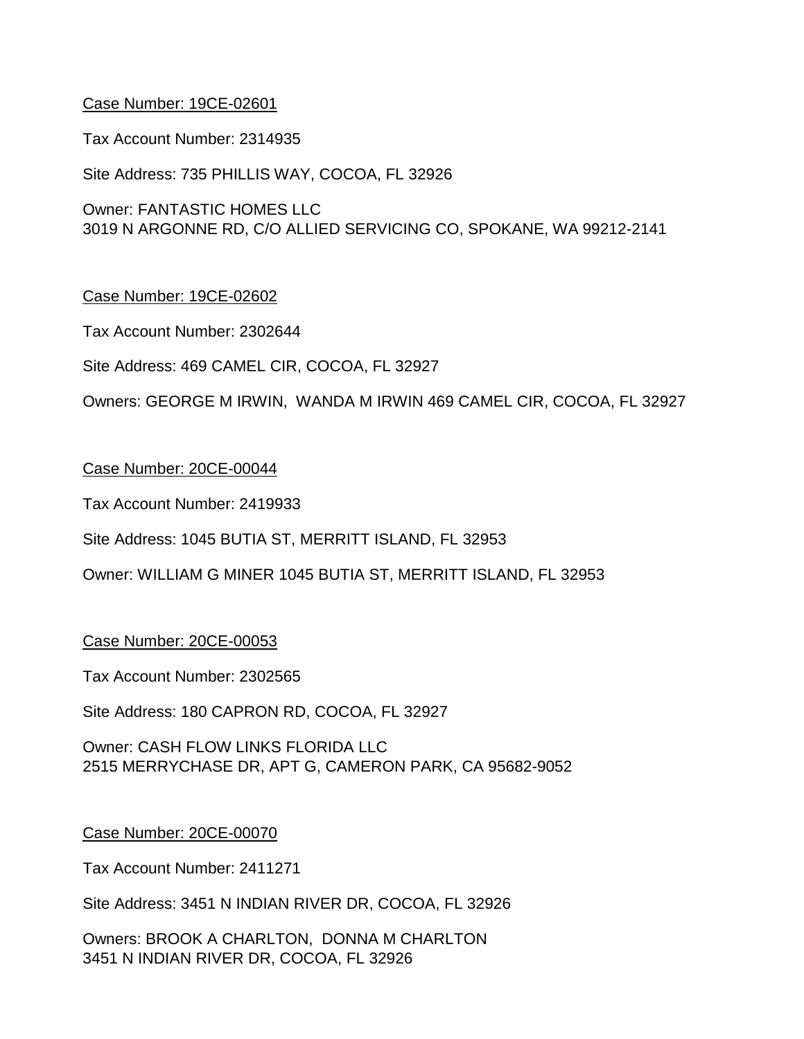<u>Case Number: 19CE-02601</u>

Tax Account Number: 2314935

Site Address: 735 PHILLIS WAY, COCOA, FL 32926

Owner: FANTASTIC HOMES LLC
3019 N ARGONNE RD, C/O ALLIED SERVICING CO, SPOKANE, WA 99212-2141

<u>Case Number: 19CE-02602</u>

Tax Account Number: 2302644

Site Address: 469 CAMEL CIR, COCOA, FL 32927

Owners: GEORGE M IRWIN, WANDA M IRWIN 469 CAMEL CIR, COCOA, FL 32927

<u>Case Number: 20CE-00044</u>

Tax Account Number: 2419933

Site Address: 1045 BUTIA ST, MERRITT ISLAND, FL 32953

Owner: WILLIAM G MINER 1045 BUTIA ST, MERRITT ISLAND, FL 32953

<u>Case Number: 20CE-00053</u>

Tax Account Number: 2302565

Site Address: 180 CAPRON RD, COCOA, FL 32927

Owner: CASH FLOW LINKS FLORIDA LLC
2515 MERRYCHASE DR, APT G, CAMERON PARK, CA 95682-9052

<u>Case Number: 20CE-00070</u>

Tax Account Number: 2411271

Site Address: 3451 N INDIAN RIVER DR, COCOA, FL 32926

Owners: BROOK A CHARLTON, DONNA M CHARLTON
3451 N INDIAN RIVER DR, COCOA, FL 32926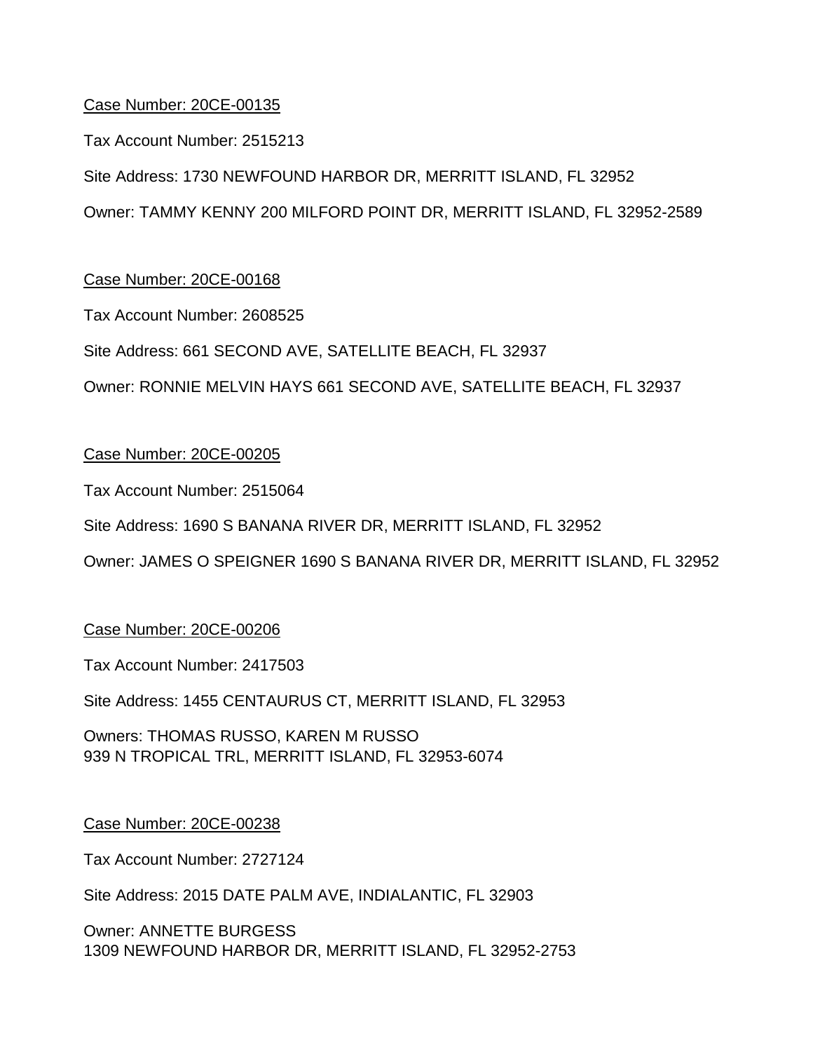<u>Case Number: 20CE-00135</u>

Tax Account Number: 2515213

Site Address: 1730 NEWFOUND HARBOR DR, MERRITT ISLAND, FL 32952

Owner: TAMMY KENNY 200 MILFORD POINT DR, MERRITT ISLAND, FL 32952-2589

<u>Case Number: 20CE-00168</u>

Tax Account Number: 2608525

Site Address: 661 SECOND AVE, SATELLITE BEACH, FL 32937

Owner: RONNIE MELVIN HAYS 661 SECOND AVE, SATELLITE BEACH, FL 32937

<u>Case Number: 20CE-00205</u>

Tax Account Number: 2515064

Site Address: 1690 S BANANA RIVER DR, MERRITT ISLAND, FL 32952

Owner: JAMES O SPEIGNER 1690 S BANANA RIVER DR, MERRITT ISLAND, FL 32952

<u>Case Number: 20CE-00206</u>

Tax Account Number: 2417503

Site Address: 1455 CENTAURUS CT, MERRITT ISLAND, FL 32953

Owners: THOMAS RUSSO, KAREN M RUSSO
939 N TROPICAL TRL, MERRITT ISLAND, FL 32953-6074

<u>Case Number: 20CE-00238</u>

Tax Account Number: 2727124

Site Address: 2015 DATE PALM AVE, INDIALANTIC, FL 32903

Owner: ANNETTE BURGESS
1309 NEWFOUND HARBOR DR, MERRITT ISLAND, FL 32952-2753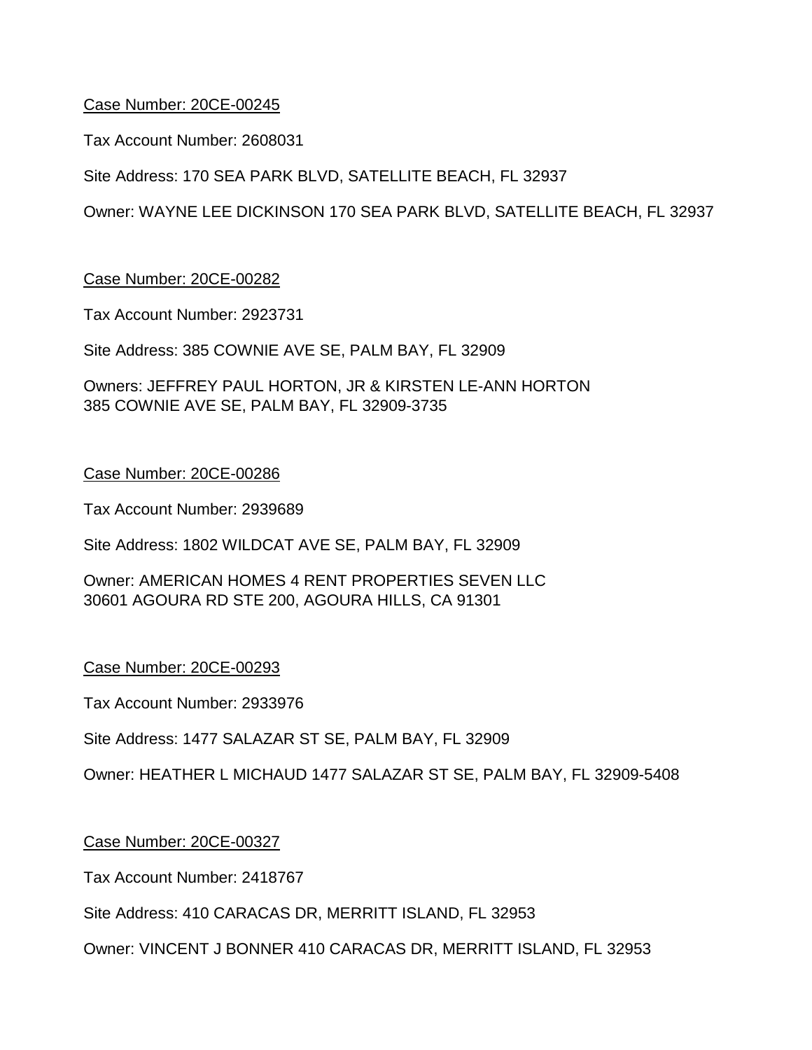Case Number: 20CE-00245

Tax Account Number: 2608031

Site Address: 170 SEA PARK BLVD, SATELLITE BEACH, FL 32937

Owner: WAYNE LEE DICKINSON 170 SEA PARK BLVD, SATELLITE BEACH, FL 32937

Case Number: 20CE-00282

Tax Account Number: 2923731

Site Address: 385 COWNIE AVE SE, PALM BAY, FL 32909

Owners: JEFFREY PAUL HORTON, JR & KIRSTEN LE-ANN HORTON
385 COWNIE AVE SE, PALM BAY, FL 32909-3735

Case Number: 20CE-00286

Tax Account Number: 2939689

Site Address: 1802 WILDCAT AVE SE, PALM BAY, FL 32909

Owner: AMERICAN HOMES 4 RENT PROPERTIES SEVEN LLC
30601 AGOURA RD STE 200, AGOURA HILLS, CA 91301

Case Number: 20CE-00293

Tax Account Number: 2933976

Site Address: 1477 SALAZAR ST SE, PALM BAY, FL 32909

Owner: HEATHER L MICHAUD 1477 SALAZAR ST SE, PALM BAY, FL 32909-5408

Case Number: 20CE-00327

Tax Account Number: 2418767

Site Address: 410 CARACAS DR, MERRITT ISLAND, FL 32953

Owner: VINCENT J BONNER 410 CARACAS DR, MERRITT ISLAND, FL 32953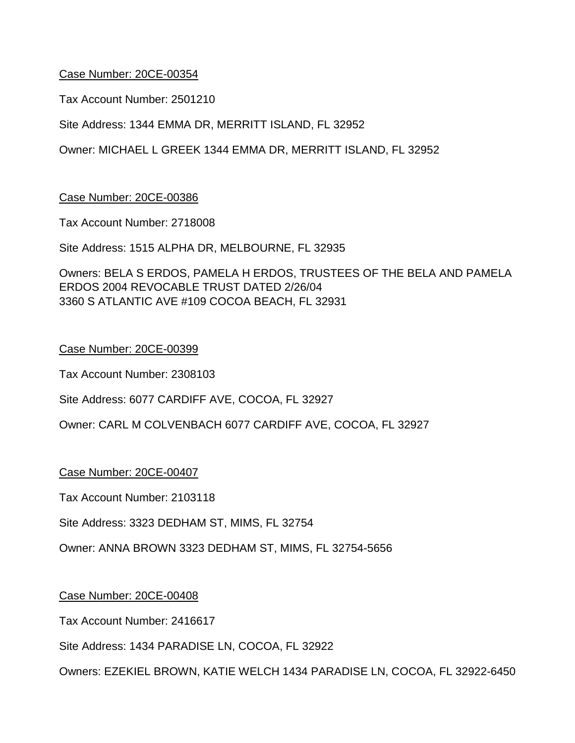Case Number: 20CE-00354

Tax Account Number: 2501210

Site Address: 1344 EMMA DR, MERRITT ISLAND, FL 32952

Owner: MICHAEL L GREEK 1344 EMMA DR, MERRITT ISLAND, FL 32952

Case Number: 20CE-00386

Tax Account Number: 2718008

Site Address: 1515 ALPHA DR, MELBOURNE, FL 32935

Owners: BELA S ERDOS, PAMELA H ERDOS, TRUSTEES OF THE BELA AND PAMELA ERDOS 2004 REVOCABLE TRUST DATED 2/26/04
3360 S ATLANTIC AVE #109 COCOA BEACH, FL 32931

Case Number: 20CE-00399

Tax Account Number: 2308103

Site Address: 6077 CARDIFF AVE, COCOA, FL 32927

Owner: CARL M COLVENBACH 6077 CARDIFF AVE, COCOA, FL 32927

Case Number: 20CE-00407

Tax Account Number: 2103118

Site Address: 3323 DEDHAM ST, MIMS, FL 32754

Owner: ANNA BROWN 3323 DEDHAM ST, MIMS, FL 32754-5656

Case Number: 20CE-00408

Tax Account Number: 2416617

Site Address: 1434 PARADISE LN, COCOA, FL 32922

Owners: EZEKIEL BROWN, KATIE WELCH 1434 PARADISE LN, COCOA, FL 32922-6450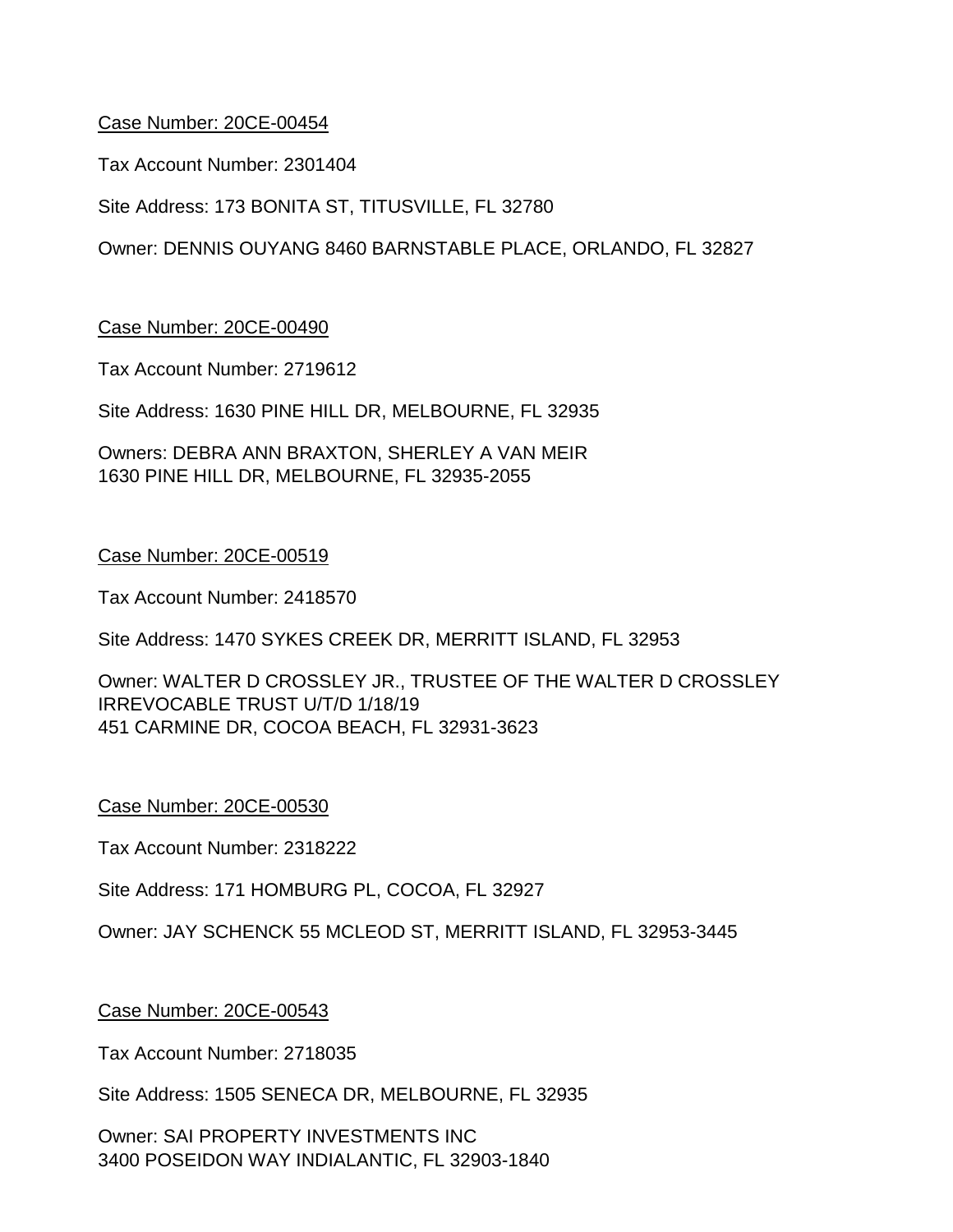Case Number: 20CE-00454

Tax Account Number: 2301404

Site Address: 173 BONITA ST, TITUSVILLE, FL 32780

Owner: DENNIS OUYANG 8460 BARNSTABLE PLACE, ORLANDO, FL 32827

Case Number: 20CE-00490

Tax Account Number: 2719612

Site Address: 1630 PINE HILL DR, MELBOURNE, FL 32935

Owners: DEBRA ANN BRAXTON, SHERLEY A VAN MEIR
1630 PINE HILL DR, MELBOURNE, FL 32935-2055

Case Number: 20CE-00519

Tax Account Number: 2418570

Site Address: 1470 SYKES CREEK DR, MERRITT ISLAND, FL 32953

Owner: WALTER D CROSSLEY JR., TRUSTEE OF THE WALTER D CROSSLEY IRREVOCABLE TRUST U/T/D 1/18/19
451 CARMINE DR, COCOA BEACH, FL 32931-3623

Case Number: 20CE-00530

Tax Account Number: 2318222

Site Address: 171 HOMBURG PL, COCOA, FL 32927

Owner: JAY SCHENCK 55 MCLEOD ST, MERRITT ISLAND, FL 32953-3445

Case Number: 20CE-00543

Tax Account Number: 2718035

Site Address: 1505 SENECA DR, MELBOURNE, FL 32935

Owner: SAI PROPERTY INVESTMENTS INC
3400 POSEIDON WAY INDIALANTIC, FL 32903-1840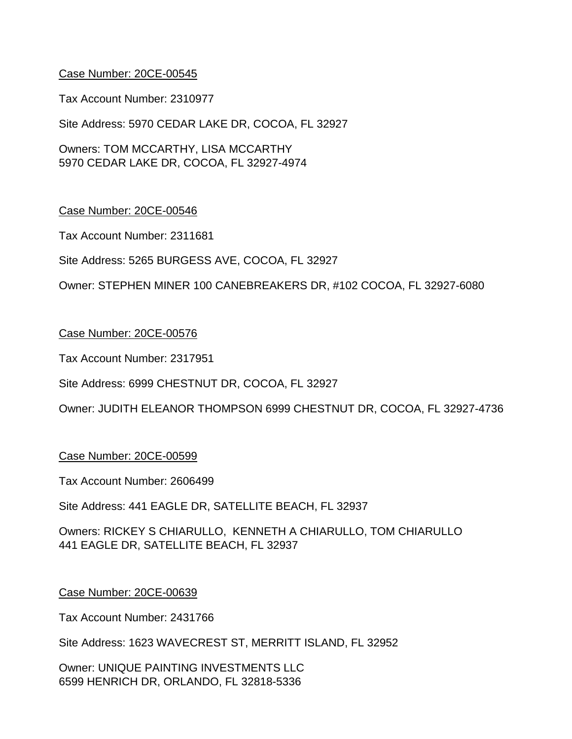Case Number: 20CE-00545

Tax Account Number: 2310977

Site Address: 5970 CEDAR LAKE DR, COCOA, FL 32927

Owners: TOM MCCARTHY, LISA MCCARTHY
5970 CEDAR LAKE DR, COCOA, FL 32927-4974

Case Number: 20CE-00546

Tax Account Number: 2311681

Site Address: 5265 BURGESS AVE, COCOA, FL 32927

Owner: STEPHEN MINER 100 CANEBREAKERS DR, #102 COCOA, FL 32927-6080

Case Number: 20CE-00576

Tax Account Number: 2317951

Site Address: 6999 CHESTNUT DR, COCOA, FL 32927

Owner: JUDITH ELEANOR THOMPSON 6999 CHESTNUT DR, COCOA, FL 32927-4736

Case Number: 20CE-00599

Tax Account Number: 2606499

Site Address: 441 EAGLE DR, SATELLITE BEACH, FL 32937

Owners: RICKEY S CHIARULLO, KENNETH A CHIARULLO, TOM CHIARULLO
441 EAGLE DR, SATELLITE BEACH, FL 32937

Case Number: 20CE-00639

Tax Account Number: 2431766

Site Address: 1623 WAVECREST ST, MERRITT ISLAND, FL 32952

Owner: UNIQUE PAINTING INVESTMENTS LLC
6599 HENRICH DR, ORLANDO, FL 32818-5336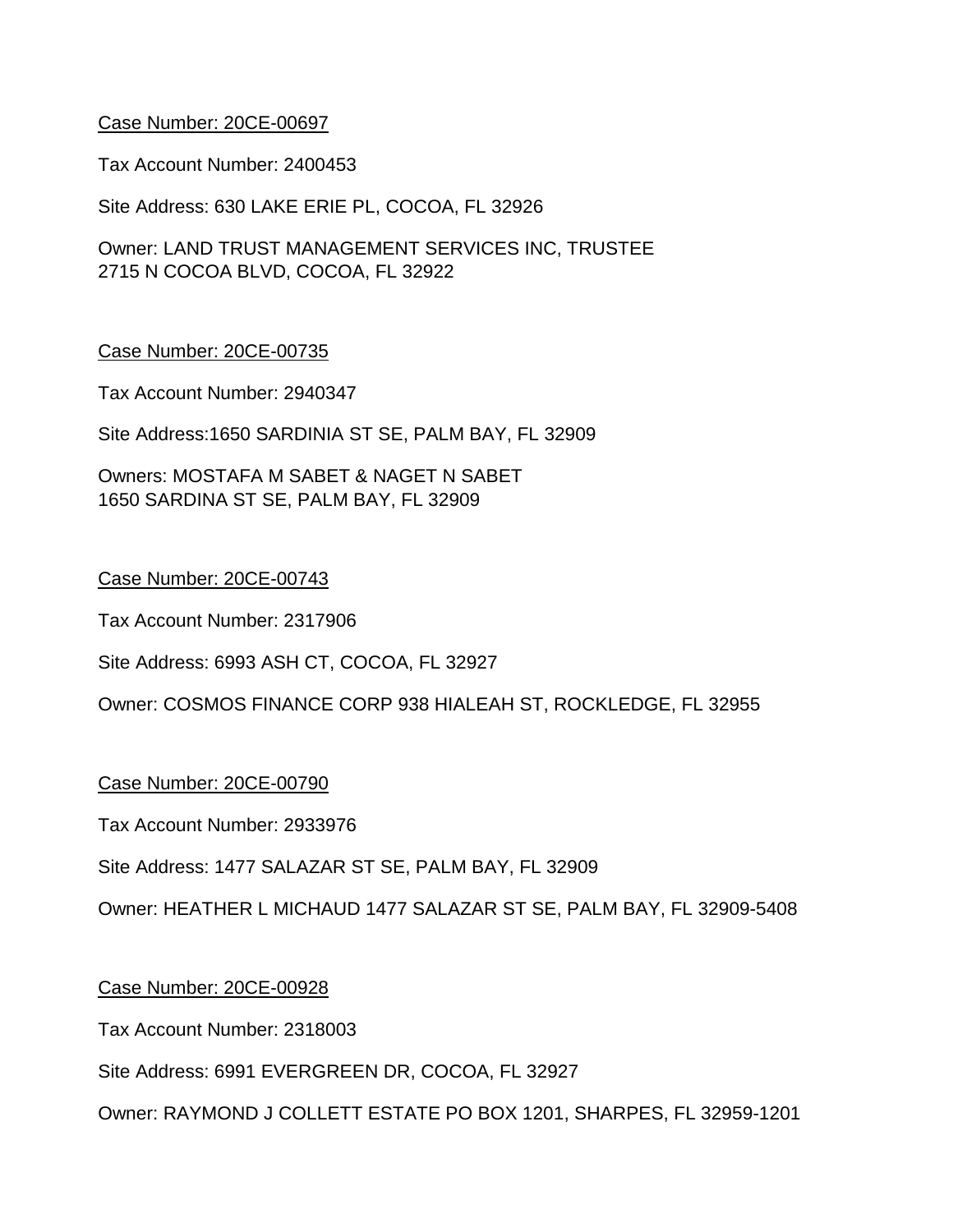<u>Case Number: 20CE-00697</u>

Tax Account Number: 2400453

Site Address: 630 LAKE ERIE PL, COCOA, FL 32926

Owner: LAND TRUST MANAGEMENT SERVICES INC, TRUSTEE
2715 N COCOA BLVD, COCOA, FL 32922

<u>Case Number: 20CE-00735</u>

Tax Account Number: 2940347

Site Address:1650 SARDINIA ST SE, PALM BAY, FL 32909

Owners: MOSTAFA M SABET & NAGET N SABET
1650 SARDINA ST SE, PALM BAY, FL 32909

<u>Case Number: 20CE-00743</u>

Tax Account Number: 2317906

Site Address: 6993 ASH CT, COCOA, FL 32927

Owner: COSMOS FINANCE CORP 938 HIALEAH ST, ROCKLEDGE, FL 32955

<u>Case Number: 20CE-00790</u>

Tax Account Number: 2933976

Site Address: 1477 SALAZAR ST SE, PALM BAY, FL 32909

Owner: HEATHER L MICHAUD 1477 SALAZAR ST SE, PALM BAY, FL 32909-5408

<u>Case Number: 20CE-00928</u>

Tax Account Number: 2318003

Site Address: 6991 EVERGREEN DR, COCOA, FL 32927

Owner: RAYMOND J COLLETT ESTATE PO BOX 1201, SHARPES, FL 32959-1201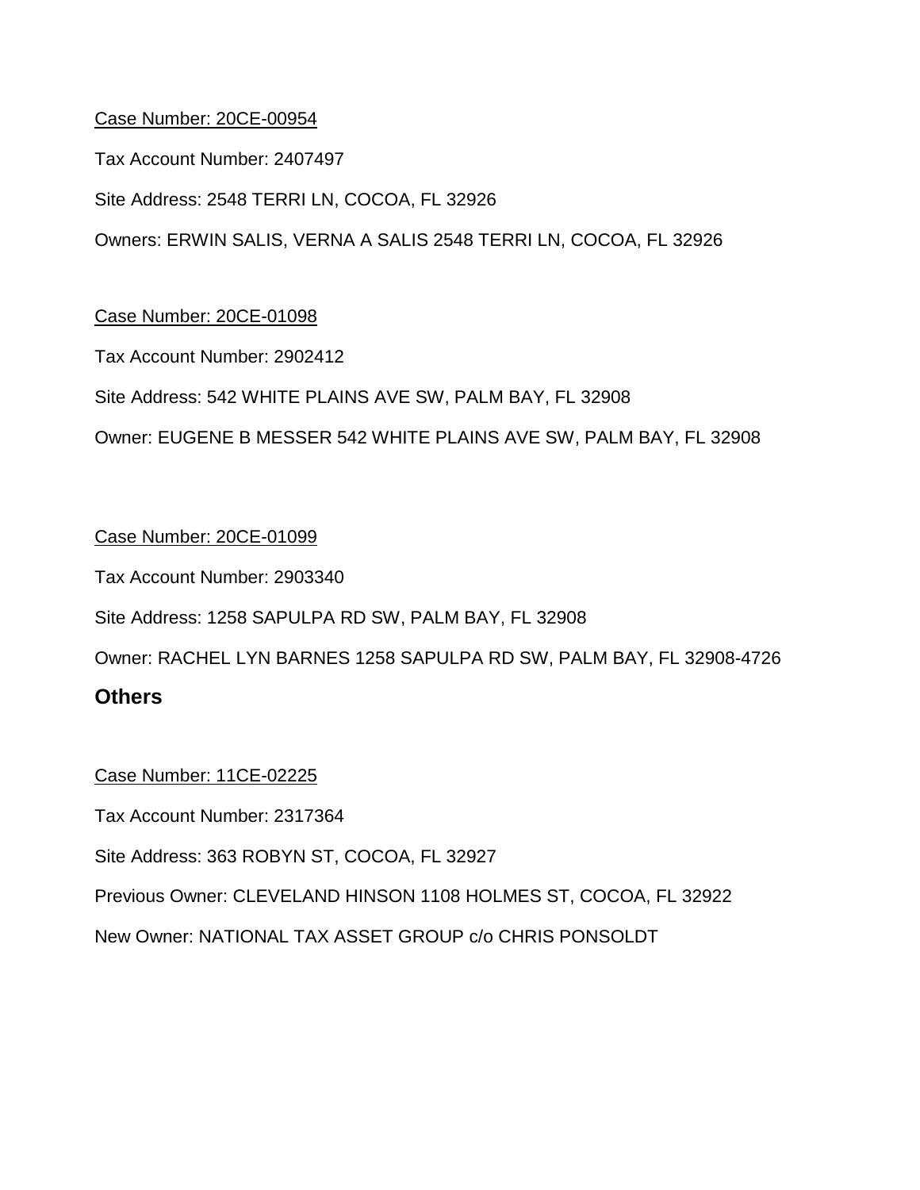Case Number: 20CE-00954

Tax Account Number: 2407497

Site Address: 2548 TERRI LN, COCOA, FL 32926

Owners: ERWIN SALIS, VERNA A SALIS 2548 TERRI LN, COCOA, FL 32926

Case Number: 20CE-01098

Tax Account Number: 2902412

Site Address: 542 WHITE PLAINS AVE SW, PALM BAY, FL 32908

Owner: EUGENE B MESSER 542 WHITE PLAINS AVE SW, PALM BAY, FL 32908

Case Number: 20CE-01099

Tax Account Number: 2903340

Site Address: 1258 SAPULPA RD SW, PALM BAY, FL 32908

Owner: RACHEL LYN BARNES 1258 SAPULPA RD SW, PALM BAY, FL 32908-4726

## Others

Case Number: 11CE-02225

Tax Account Number: 2317364

Site Address: 363 ROBYN ST, COCOA, FL 32927

Previous Owner: CLEVELAND HINSON 1108 HOLMES ST, COCOA, FL 32922

New Owner: NATIONAL TAX ASSET GROUP c/o CHRIS PONSOLDT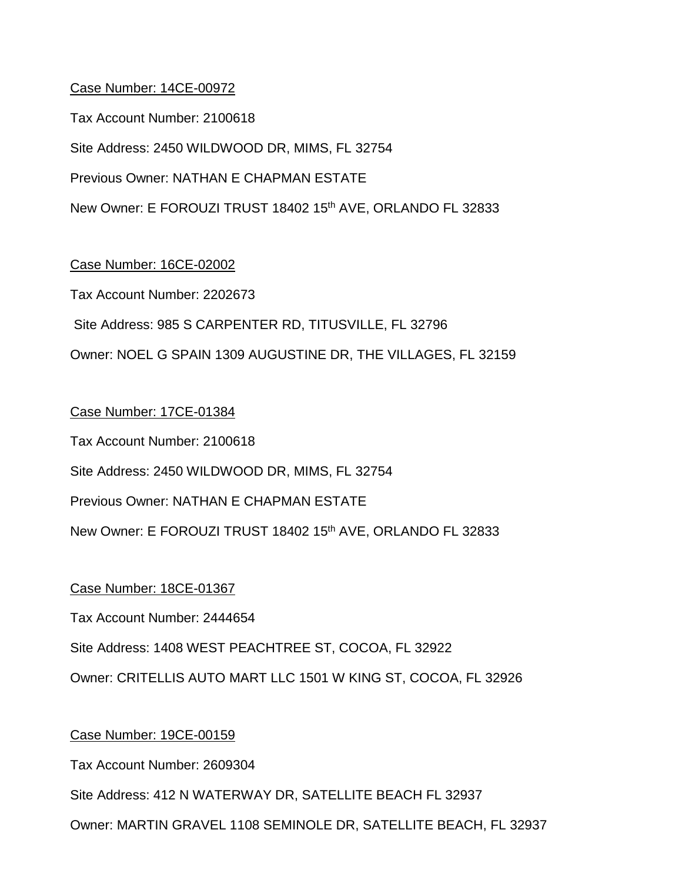<u>Case Number: 14CE-00972</u>

Tax Account Number: 2100618

Site Address: 2450 WILDWOOD DR, MIMS, FL 32754

Previous Owner: NATHAN E CHAPMAN ESTATE

New Owner: E FOROUZI TRUST 18402 15th AVE, ORLANDO FL 32833

<u>Case Number: 16CE-02002</u>

Tax Account Number: 2202673

Site Address: 985 S CARPENTER RD, TITUSVILLE, FL 32796

Owner: NOEL G SPAIN 1309 AUGUSTINE DR, THE VILLAGES, FL 32159

<u>Case Number: 17CE-01384</u>

Tax Account Number: 2100618

Site Address: 2450 WILDWOOD DR, MIMS, FL 32754

Previous Owner: NATHAN E CHAPMAN ESTATE

New Owner: E FOROUZI TRUST 18402 15th AVE, ORLANDO FL 32833

<u>Case Number: 18CE-01367</u>

Tax Account Number: 2444654

Site Address: 1408 WEST PEACHTREE ST, COCOA, FL 32922

Owner: CRITELLIS AUTO MART LLC 1501 W KING ST, COCOA, FL 32926

<u>Case Number: 19CE-00159</u>

Tax Account Number: 2609304

Site Address: 412 N WATERWAY DR, SATELLITE BEACH FL 32937

Owner: MARTIN GRAVEL 1108 SEMINOLE DR, SATELLITE BEACH, FL 32937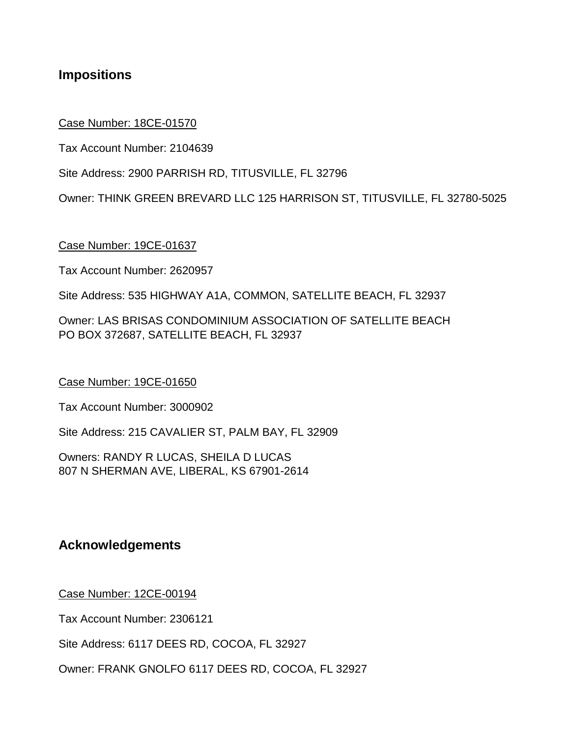## Impositions

Case Number: 18CE-01570

Tax Account Number: 2104639

Site Address: 2900 PARRISH RD, TITUSVILLE, FL 32796

Owner: THINK GREEN BREVARD LLC 125 HARRISON ST, TITUSVILLE, FL 32780-5025

Case Number: 19CE-01637

Tax Account Number: 2620957

Site Address: 535 HIGHWAY A1A, COMMON, SATELLITE BEACH, FL 32937

Owner: LAS BRISAS CONDOMINIUM ASSOCIATION OF SATELLITE BEACH
PO BOX 372687, SATELLITE BEACH, FL 32937

Case Number: 19CE-01650

Tax Account Number: 3000902

Site Address: 215 CAVALIER ST, PALM BAY, FL 32909

Owners: RANDY R LUCAS, SHEILA D LUCAS
807 N SHERMAN AVE, LIBERAL, KS 67901-2614

## Acknowledgements

Case Number: 12CE-00194

Tax Account Number: 2306121

Site Address: 6117 DEES RD, COCOA, FL 32927

Owner: FRANK GNOLFO 6117 DEES RD, COCOA, FL 32927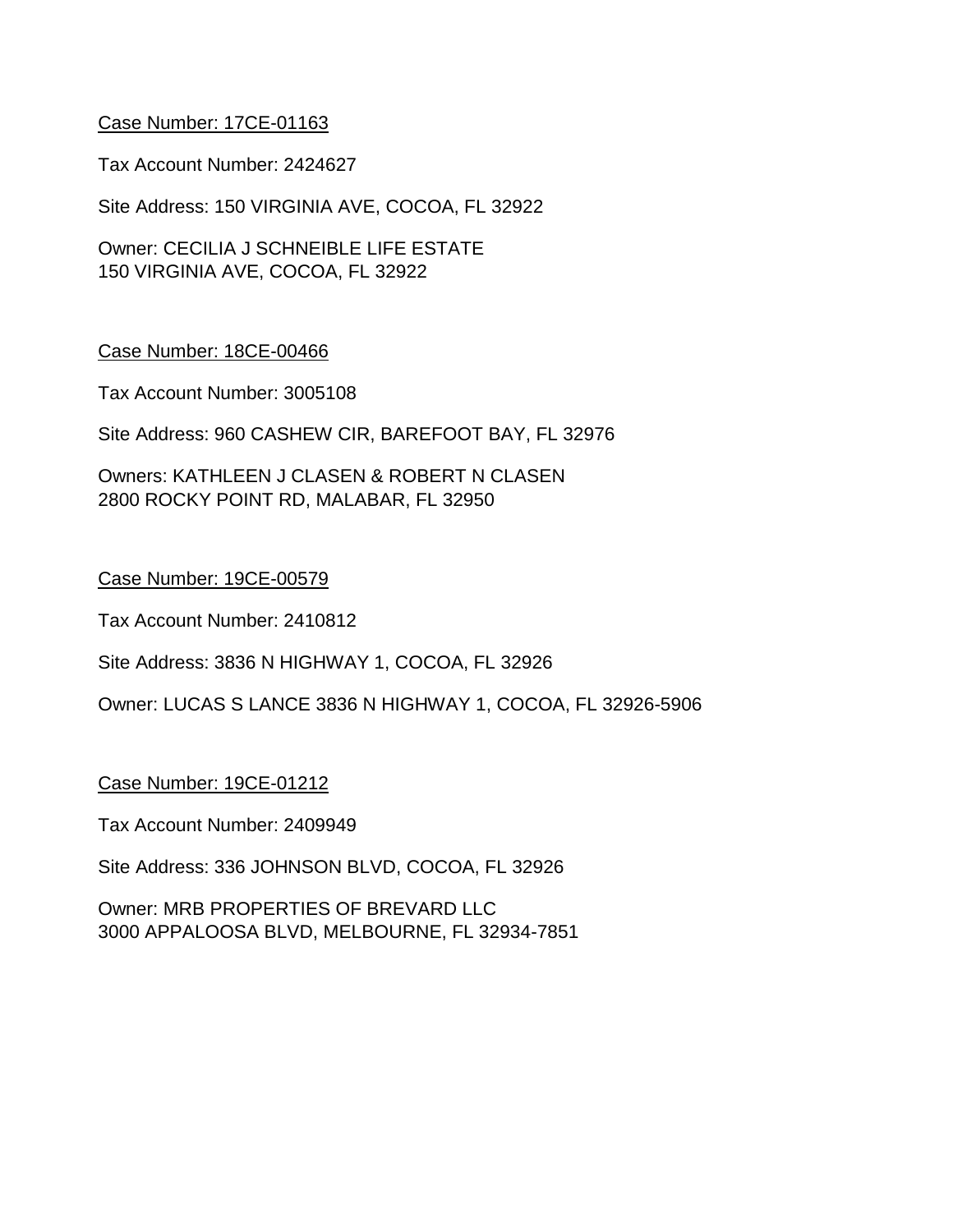<u>Case Number: 17CE-01163</u>

Tax Account Number: 2424627

Site Address: 150 VIRGINIA AVE, COCOA, FL 32922

Owner: CECILIA J SCHNEIBLE LIFE ESTATE
150 VIRGINIA AVE, COCOA, FL 32922

<u>Case Number: 18CE-00466</u>

Tax Account Number: 3005108

Site Address: 960 CASHEW CIR, BAREFOOT BAY, FL 32976

Owners: KATHLEEN J CLASEN & ROBERT N CLASEN
2800 ROCKY POINT RD, MALABAR, FL 32950

<u>Case Number: 19CE-00579</u>

Tax Account Number: 2410812

Site Address: 3836 N HIGHWAY 1, COCOA, FL 32926

Owner: LUCAS S LANCE 3836 N HIGHWAY 1, COCOA, FL 32926-5906

<u>Case Number: 19CE-01212</u>

Tax Account Number: 2409949

Site Address: 336 JOHNSON BLVD, COCOA, FL 32926

Owner: MRB PROPERTIES OF BREVARD LLC
3000 APPALOOSA BLVD, MELBOURNE, FL 32934-7851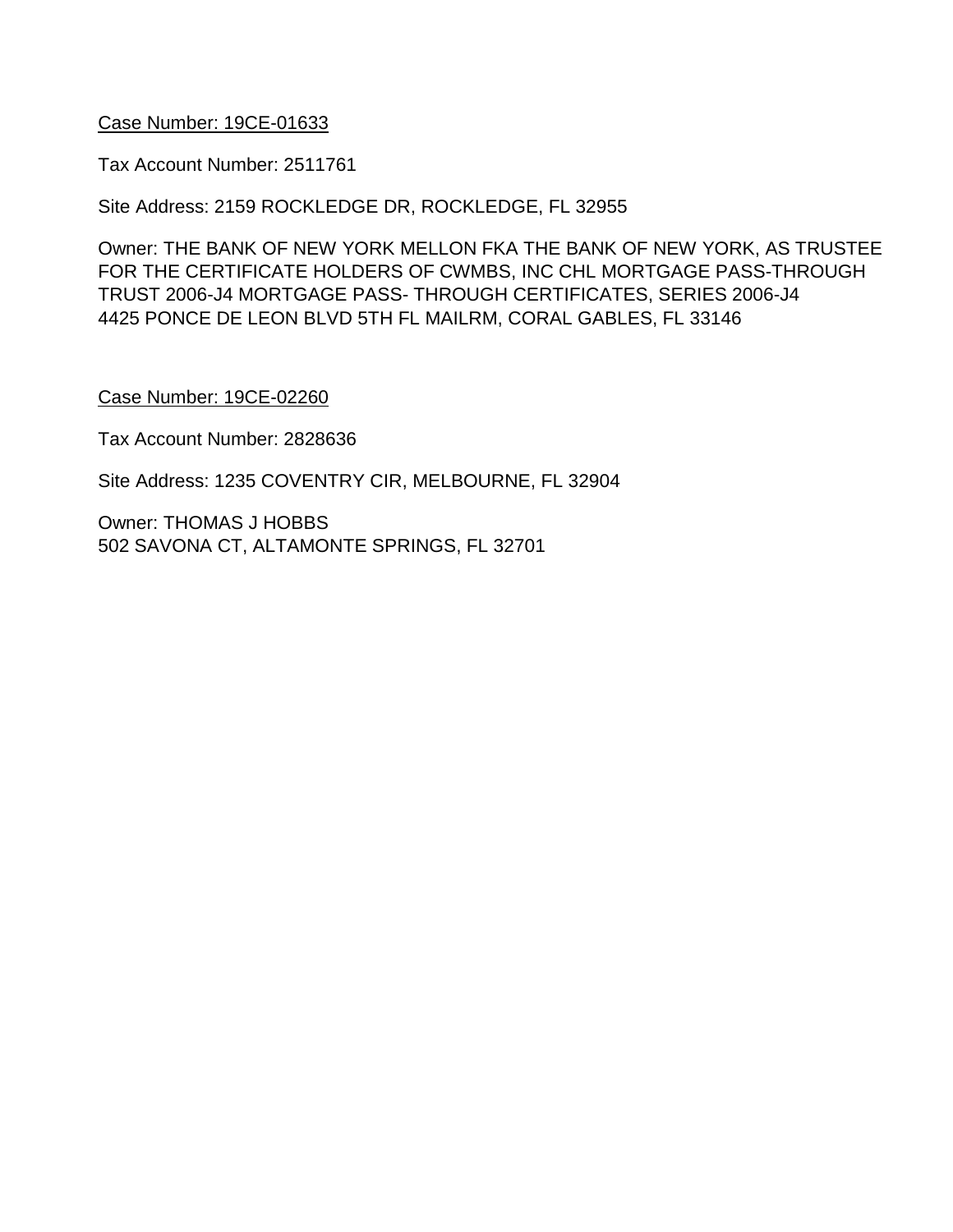Case Number: 19CE-01633

Tax Account Number: 2511761

Site Address: 2159 ROCKLEDGE DR, ROCKLEDGE, FL 32955

Owner: THE BANK OF NEW YORK MELLON FKA THE BANK OF NEW YORK, AS TRUSTEE FOR THE CERTIFICATE HOLDERS OF CWMBS, INC CHL MORTGAGE PASS-THROUGH TRUST 2006-J4 MORTGAGE PASS- THROUGH CERTIFICATES, SERIES 2006-J4
4425 PONCE DE LEON BLVD 5TH FL MAILRM, CORAL GABLES, FL 33146

Case Number: 19CE-02260

Tax Account Number: 2828636

Site Address: 1235 COVENTRY CIR, MELBOURNE, FL 32904

Owner: THOMAS J HOBBS
502 SAVONA CT, ALTAMONTE SPRINGS, FL 32701